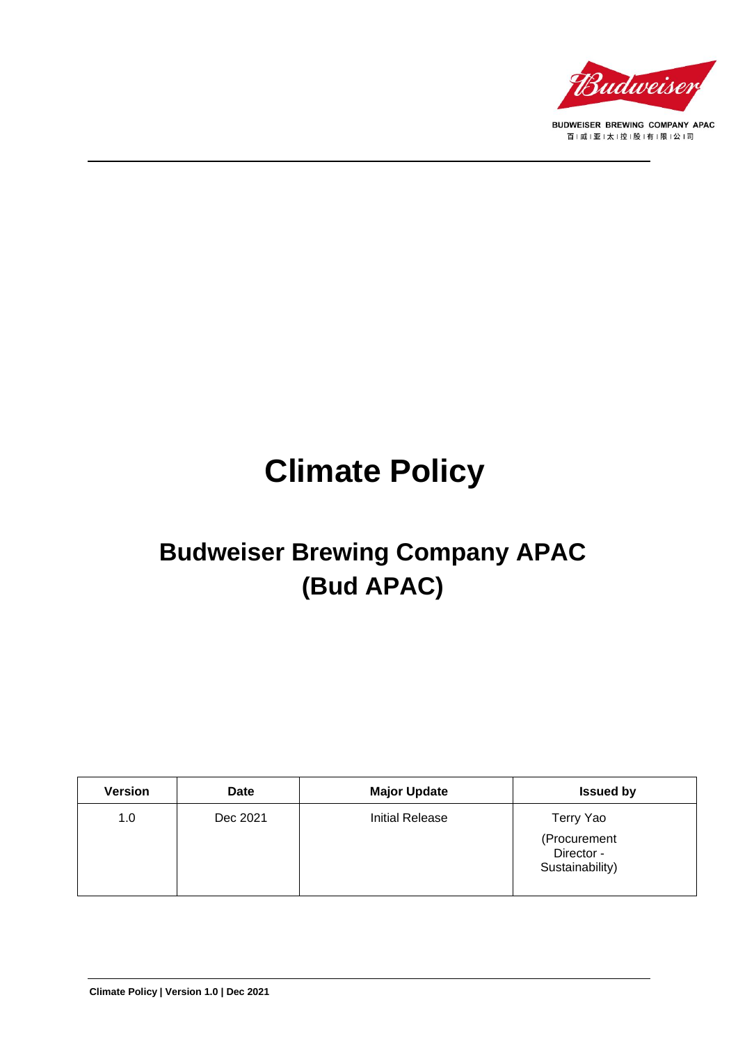BUDWEISER BREWING COMPANY APAC
百|威|亚|太|控|股|有|限|公|司

# Climate Policy

## Budweiser Brewing Company APAC (Bud APAC)

| Version | Date | Major Update | Issued by |
|---|---|---|---|
| 1.0 | Dec 2021 | Initial Release | Terry Yao (Procurement Director - Sustainability) |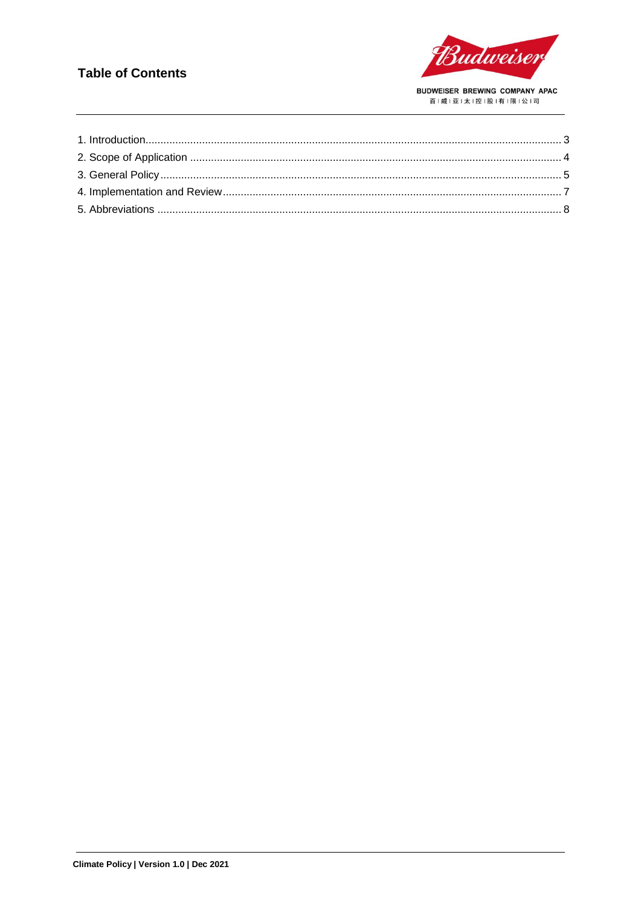## Table of Contents

1. Introduction .......... 3
2. Scope of Application .......... 4
3. General Policy .......... 5
4. Implementation and Review .......... 7
5. Abbreviations .......... 8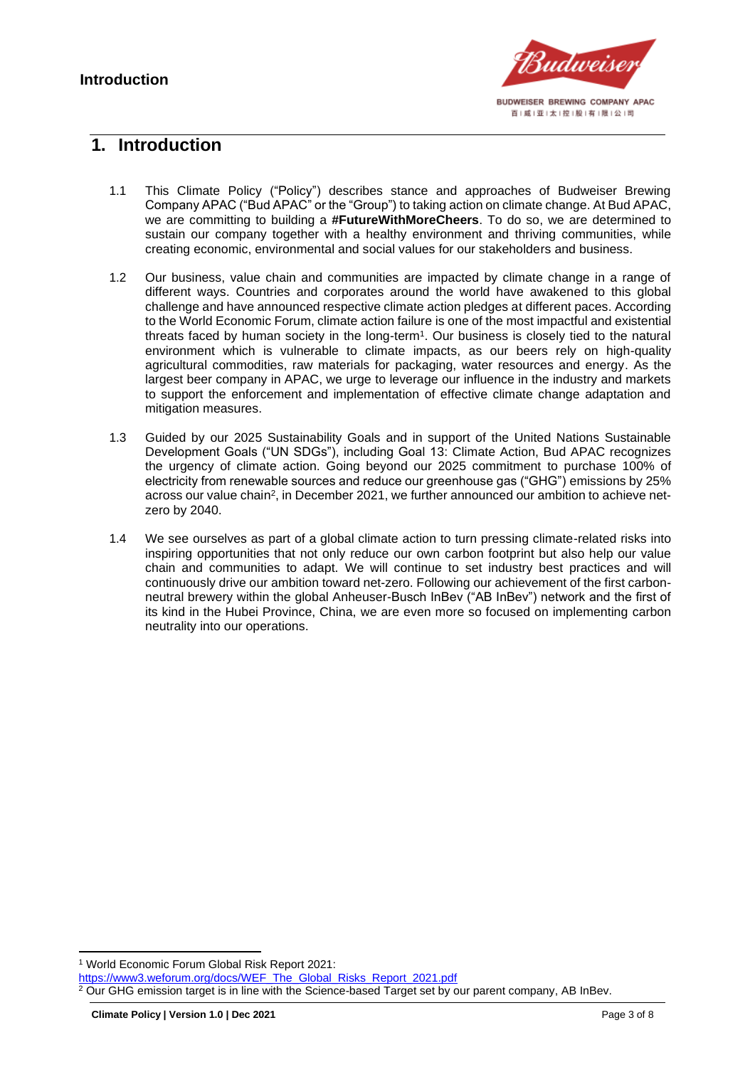# 1. Introduction

1.1 This Climate Policy ("Policy") describes stance and approaches of Budweiser Brewing Company APAC ("Bud APAC" or the "Group") to taking action on climate change. At Bud APAC, we are committing to building a **#FutureWithMoreCheers**. To do so, we are determined to sustain our company together with a healthy environment and thriving communities, while creating economic, environmental and social values for our stakeholders and business.

1.2 Our business, value chain and communities are impacted by climate change in a range of different ways. Countries and corporates around the world have awakened to this global challenge and have announced respective climate action pledges at different paces. According to the World Economic Forum, climate action failure is one of the most impactful and existential threats faced by human society in the long-term[1]. Our business is closely tied to the natural environment which is vulnerable to climate impacts, as our beers rely on high-quality agricultural commodities, raw materials for packaging, water resources and energy. As the largest beer company in APAC, we urge to leverage our influence in the industry and markets to support the enforcement and implementation of effective climate change adaptation and mitigation measures.

1.3 Guided by our 2025 Sustainability Goals and in support of the United Nations Sustainable Development Goals ("UN SDGs"), including Goal 13: Climate Action, Bud APAC recognizes the urgency of climate action. Going beyond our 2025 commitment to purchase 100% of electricity from renewable sources and reduce our greenhouse gas ("GHG") emissions by 25% across our value chain[2], in December 2021, we further announced our ambition to achieve net-zero by 2040.

1.4 We see ourselves as part of a global climate action to turn pressing climate-related risks into inspiring opportunities that not only reduce our own carbon footprint but also help our value chain and communities to adapt. We will continue to set industry best practices and will continuously drive our ambition toward net-zero. Following our achievement of the first carbon-neutral brewery within the global Anheuser-Busch InBev ("AB InBev") network and the first of its kind in the Hubei Province, China, we are even more so focused on implementing carbon neutrality into our operations.

---

[1] World Economic Forum Global Risk Report 2021: https://www3.weforum.org/docs/WEF_The_Global_Risks_Report_2021.pdf

[2] Our GHG emission target is in line with the Science-based Target set by our parent company, AB InBev.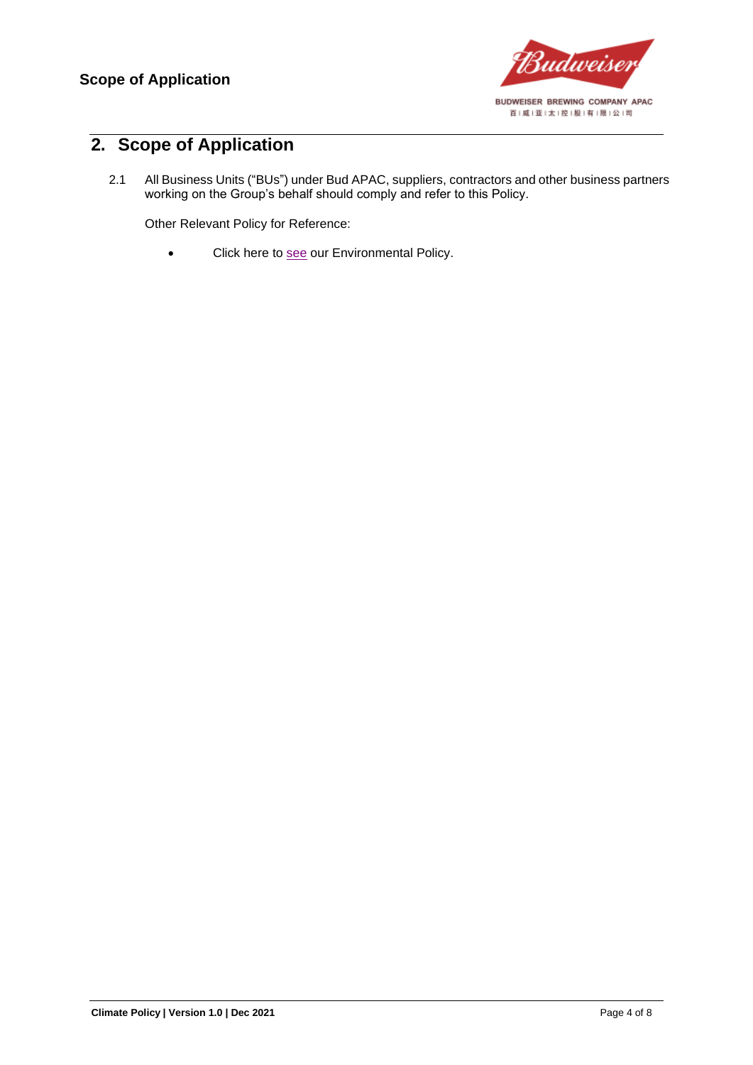## 2. Scope of Application

2.1 All Business Units ("BUs") under Bud APAC, suppliers, contractors and other business partners working on the Group's behalf should comply and refer to this Policy.

Other Relevant Policy for Reference:

- Click here to see our Environmental Policy.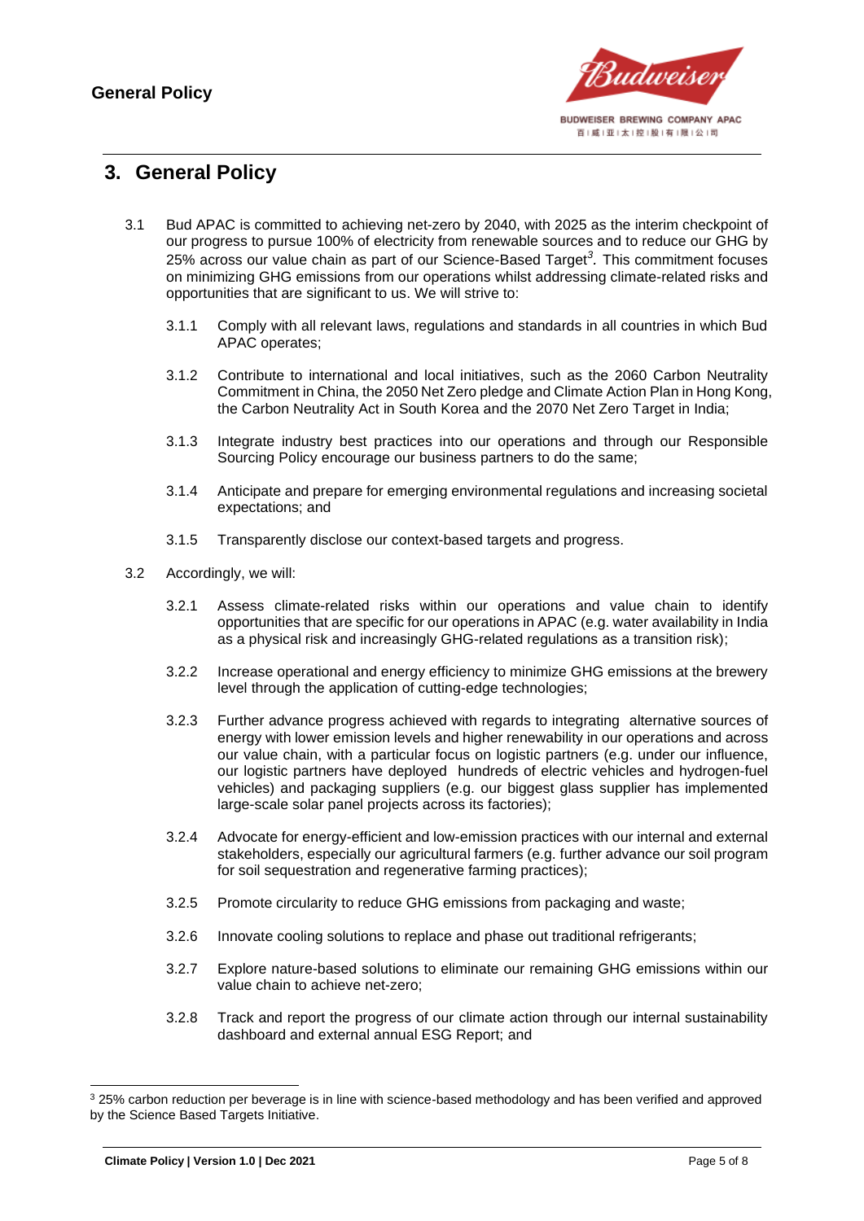## 3. General Policy

3.1 Bud APAC is committed to achieving net-zero by 2040, with 2025 as the interim checkpoint of our progress to pursue 100% of electricity from renewable sources and to reduce our GHG by 25% across our value chain as part of our Science-Based Target[3]. This commitment focuses on minimizing GHG emissions from our operations whilst addressing climate-related risks and opportunities that are significant to us. We will strive to:

3.1.1 Comply with all relevant laws, regulations and standards in all countries in which Bud APAC operates;

3.1.2 Contribute to international and local initiatives, such as the 2060 Carbon Neutrality Commitment in China, the 2050 Net Zero pledge and Climate Action Plan in Hong Kong, the Carbon Neutrality Act in South Korea and the 2070 Net Zero Target in India;

3.1.3 Integrate industry best practices into our operations and through our Responsible Sourcing Policy encourage our business partners to do the same;

3.1.4 Anticipate and prepare for emerging environmental regulations and increasing societal expectations; and

3.1.5 Transparently disclose our context-based targets and progress.

3.2 Accordingly, we will:

3.2.1 Assess climate-related risks within our operations and value chain to identify opportunities that are specific for our operations in APAC (e.g. water availability in India as a physical risk and increasingly GHG-related regulations as a transition risk);

3.2.2 Increase operational and energy efficiency to minimize GHG emissions at the brewery level through the application of cutting-edge technologies;

3.2.3 Further advance progress achieved with regards to integrating alternative sources of energy with lower emission levels and higher renewability in our operations and across our value chain, with a particular focus on logistic partners (e.g. under our influence, our logistic partners have deployed hundreds of electric vehicles and hydrogen-fuel vehicles) and packaging suppliers (e.g. our biggest glass supplier has implemented large-scale solar panel projects across its factories);

3.2.4 Advocate for energy-efficient and low-emission practices with our internal and external stakeholders, especially our agricultural farmers (e.g. further advance our soil program for soil sequestration and regenerative farming practices);

3.2.5 Promote circularity to reduce GHG emissions from packaging and waste;

3.2.6 Innovate cooling solutions to replace and phase out traditional refrigerants;

3.2.7 Explore nature-based solutions to eliminate our remaining GHG emissions within our value chain to achieve net-zero;

3.2.8 Track and report the progress of our climate action through our internal sustainability dashboard and external annual ESG Report; and

---

[3] 25% carbon reduction per beverage is in line with science-based methodology and has been verified and approved by the Science Based Targets Initiative.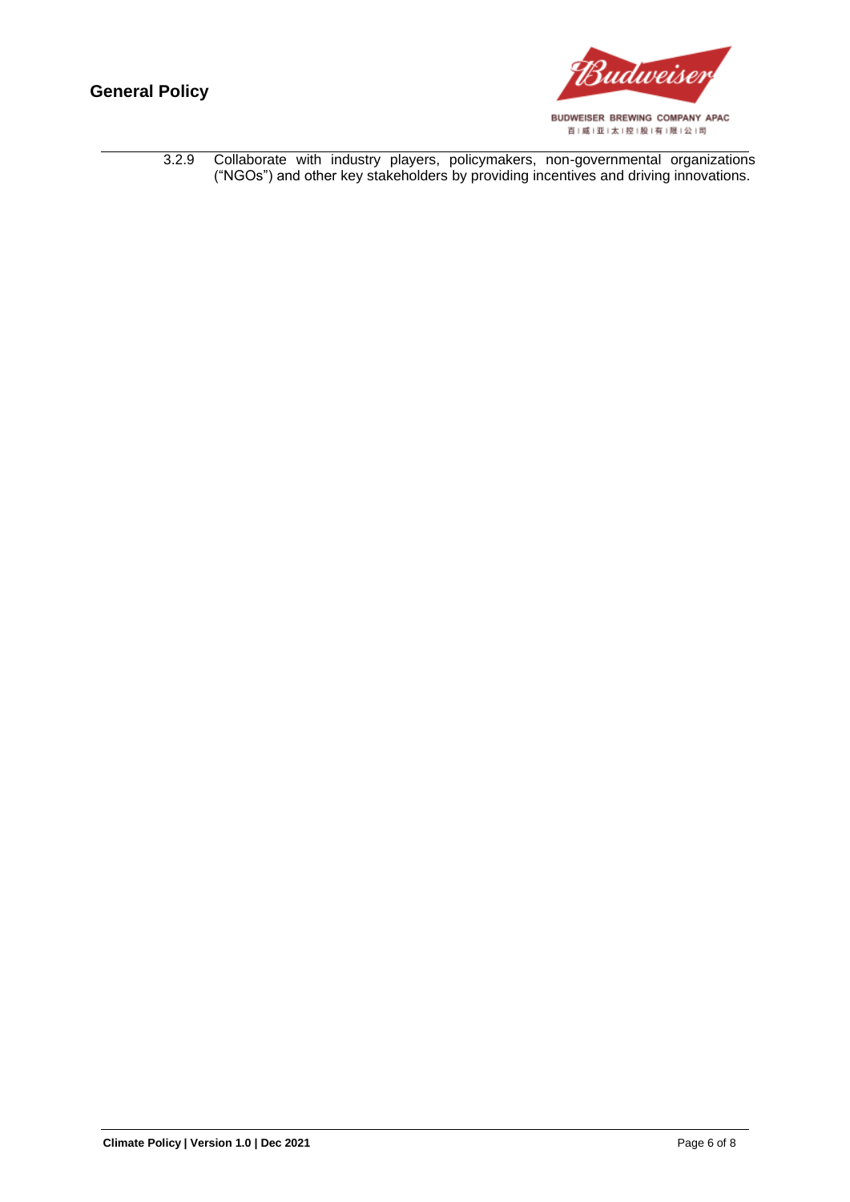3.2.9 Collaborate with industry players, policymakers, non-governmental organizations ("NGOs") and other key stakeholders by providing incentives and driving innovations.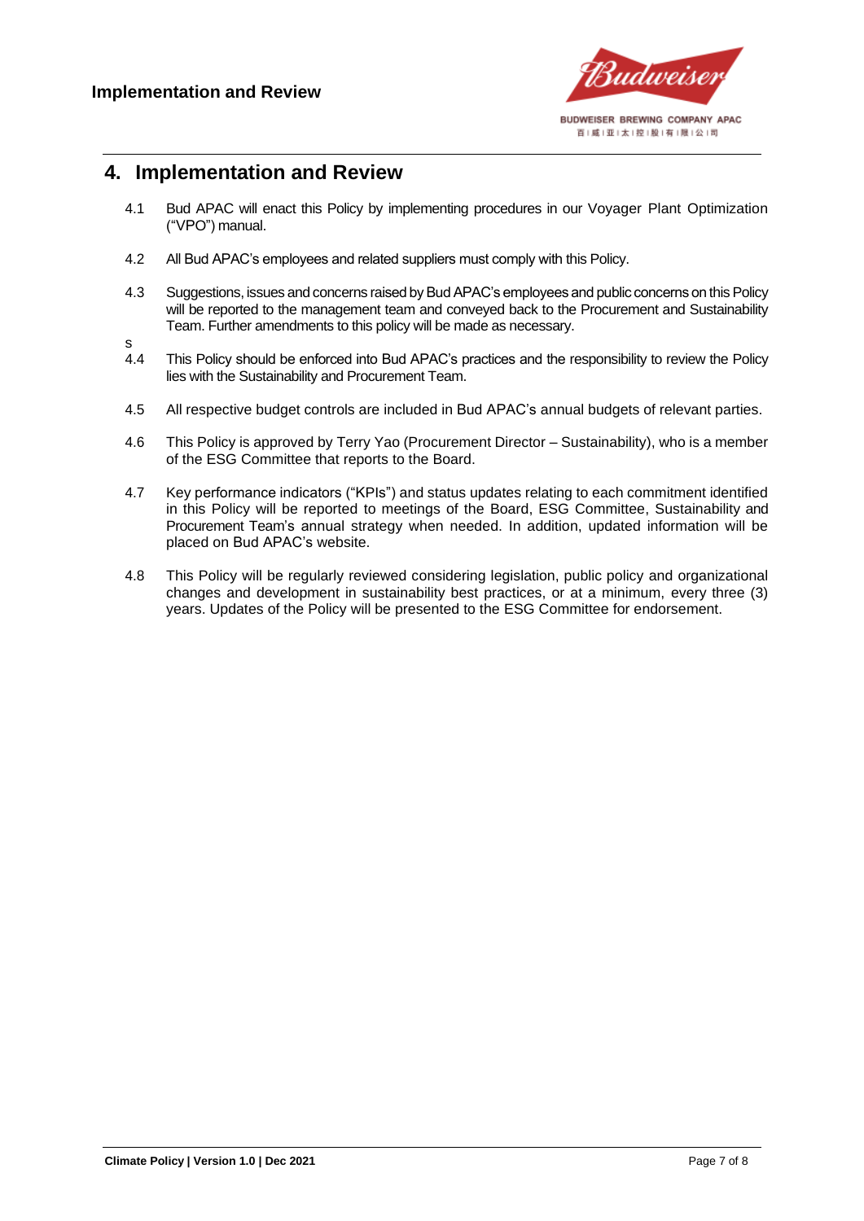## 4. Implementation and Review

4.1 Bud APAC will enact this Policy by implementing procedures in our Voyager Plant Optimization ("VPO") manual.

4.2 All Bud APAC's employees and related suppliers must comply with this Policy.

4.3 Suggestions, issues and concerns raised by Bud APAC's employees and public concerns on this Policy will be reported to the management team and conveyed back to the Procurement and Sustainability Team. Further amendments to this policy will be made as necessary.

s

4.4 This Policy should be enforced into Bud APAC's practices and the responsibility to review the Policy lies with the Sustainability and Procurement Team.

4.5 All respective budget controls are included in Bud APAC's annual budgets of relevant parties.

4.6 This Policy is approved by Terry Yao (Procurement Director – Sustainability), who is a member of the ESG Committee that reports to the Board.

4.7 Key performance indicators ("KPIs") and status updates relating to each commitment identified in this Policy will be reported to meetings of the Board, ESG Committee, Sustainability and Procurement Team's annual strategy when needed. In addition, updated information will be placed on Bud APAC's website.

4.8 This Policy will be regularly reviewed considering legislation, public policy and organizational changes and development in sustainability best practices, or at a minimum, every three (3) years. Updates of the Policy will be presented to the ESG Committee for endorsement.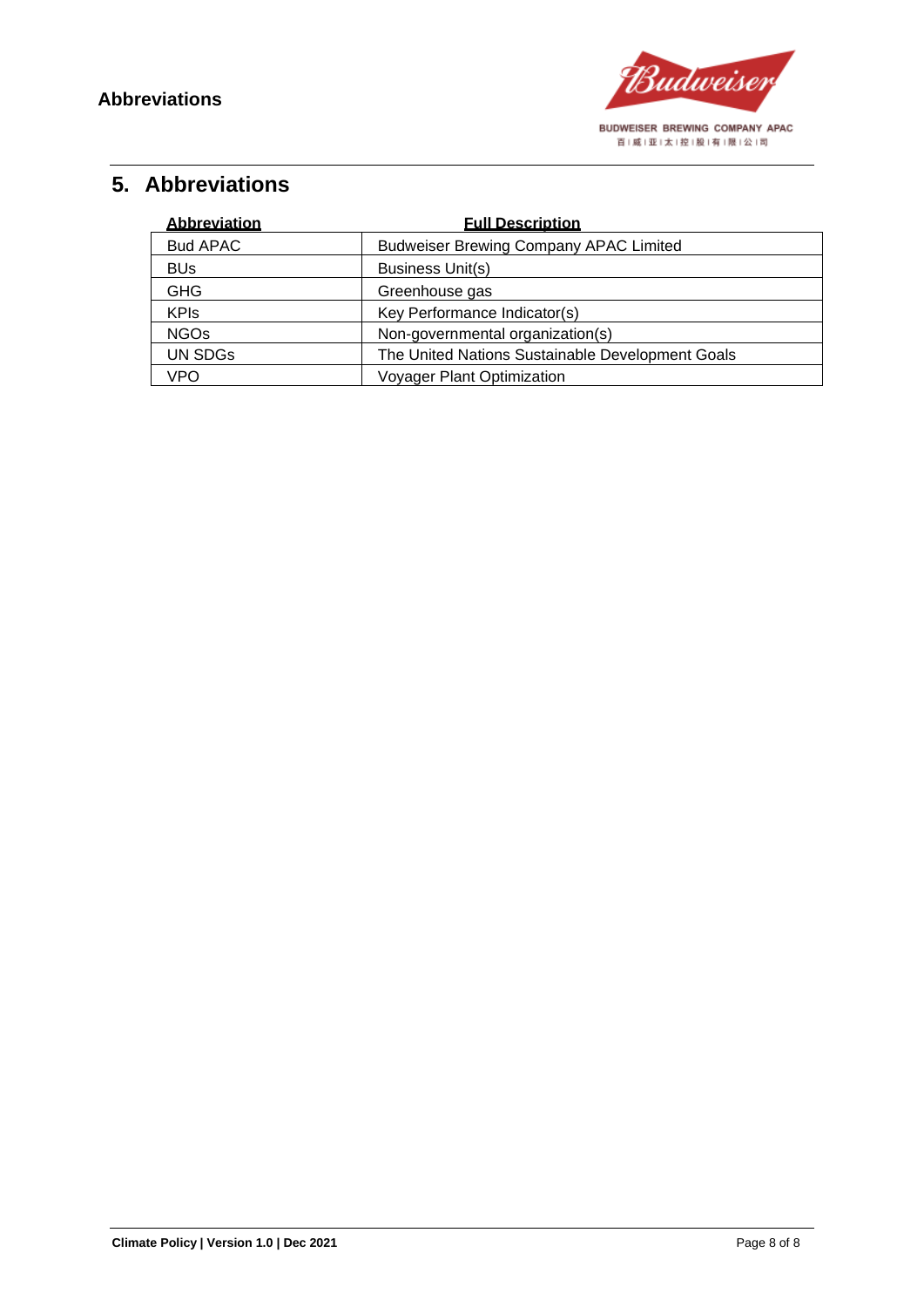## 5. Abbreviations

| Abbreviation | Full Description |
|---|---|
| Bud APAC | Budweiser Brewing Company APAC Limited |
| BUs | Business Unit(s) |
| GHG | Greenhouse gas |
| KPIs | Key Performance Indicator(s) |
| NGOs | Non-governmental organization(s) |
| UN SDGs | The United Nations Sustainable Development Goals |
| VPO | Voyager Plant Optimization |